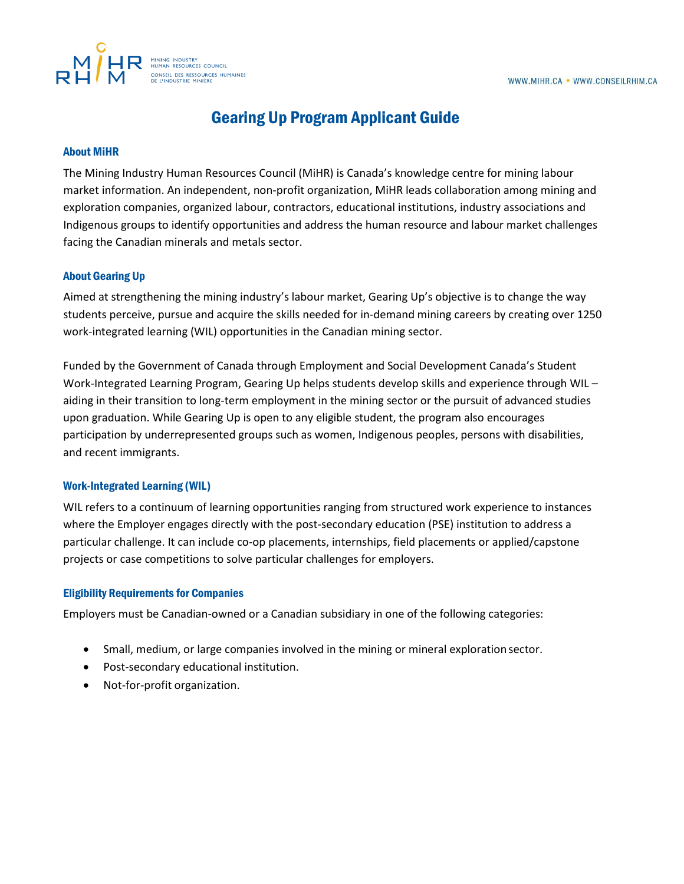# Gearing Up Program Applicant Guide

## About MiHR

The Mining Industry Human Resources Council (MiHR) is Canada's knowledge centre for mining labour market information. An independent, non-profit organization, MiHR leads collaboration among mining and exploration companies, organized labour, contractors, educational institutions, industry associations and Indigenous groups to identify opportunities and address the human resource and labour market challenges facing the Canadian minerals and metals sector.

## About Gearing Up

Aimed at strengthening the mining industry's labour market, Gearing Up's objective is to change the way students perceive, pursue and acquire the skills needed for in-demand mining careers by creating over 1250 work-integrated learning (WIL) opportunities in the Canadian mining sector.

Funded by the Government of Canada through Employment and Social Development Canada's Student Work-Integrated Learning Program, Gearing Up helps students develop skills and experience through WIL – aiding in their transition to long-term employment in the mining sector or the pursuit of advanced studies upon graduation. While Gearing Up is open to any eligible student, the program also encourages participation by underrepresented groups such as women, Indigenous peoples, persons with disabilities, and recent immigrants.

## Work-Integrated Learning (WIL)

WIL refers to a continuum of learning opportunities ranging from structured work experience to instances where the Employer engages directly with the post-secondary education (PSE) institution to address a particular challenge. It can include co-op placements, internships, field placements or applied/capstone projects or case competitions to solve particular challenges for employers.

## Eligibility Requirements for Companies

Employers must be Canadian-owned or a Canadian subsidiary in one of the following categories:

- Small, medium, or large companies involved in the mining or mineral exploration sector.
- Post-secondary educational institution.
- Not-for-profit organization.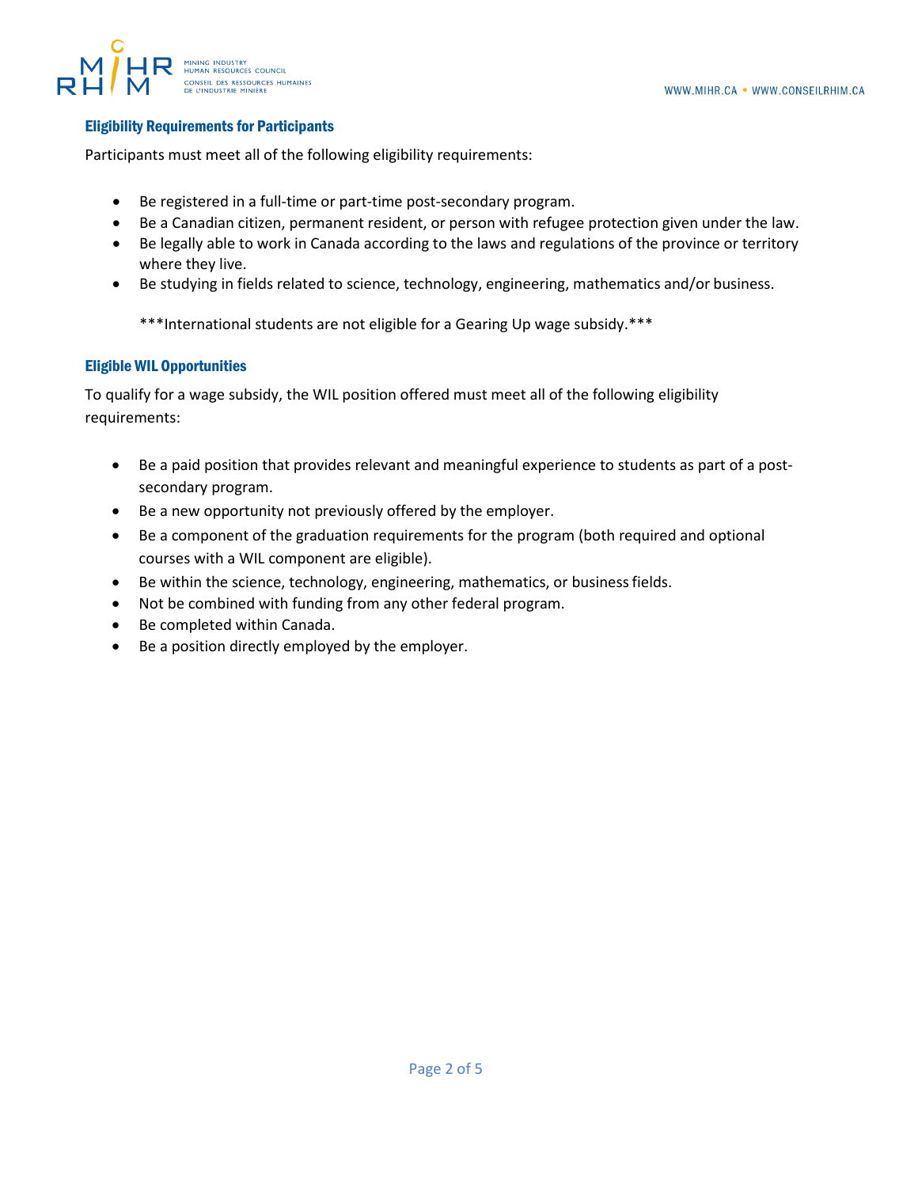### Eligibility Requirements for Participants

Participants must meet all of the following eligibility requirements:

- Be registered in a full-time or part-time post-secondary program.
- Be a Canadian citizen, permanent resident, or person with refugee protection given under the law.
- Be legally able to work in Canada according to the laws and regulations of the province or territory where they live.
- Be studying in fields related to science, technology, engineering, mathematics and/or business.

***International students are not eligible for a Gearing Up wage subsidy.***

### Eligible WIL Opportunities

To qualify for a wage subsidy, the WIL position offered must meet all of the following eligibility requirements:

- Be a paid position that provides relevant and meaningful experience to students as part of a post-secondary program.
- Be a new opportunity not previously offered by the employer.
- Be a component of the graduation requirements for the program (both required and optional courses with a WIL component are eligible).
- Be within the science, technology, engineering, mathematics, or business fields.
- Not be combined with funding from any other federal program.
- Be completed within Canada.
- Be a position directly employed by the employer.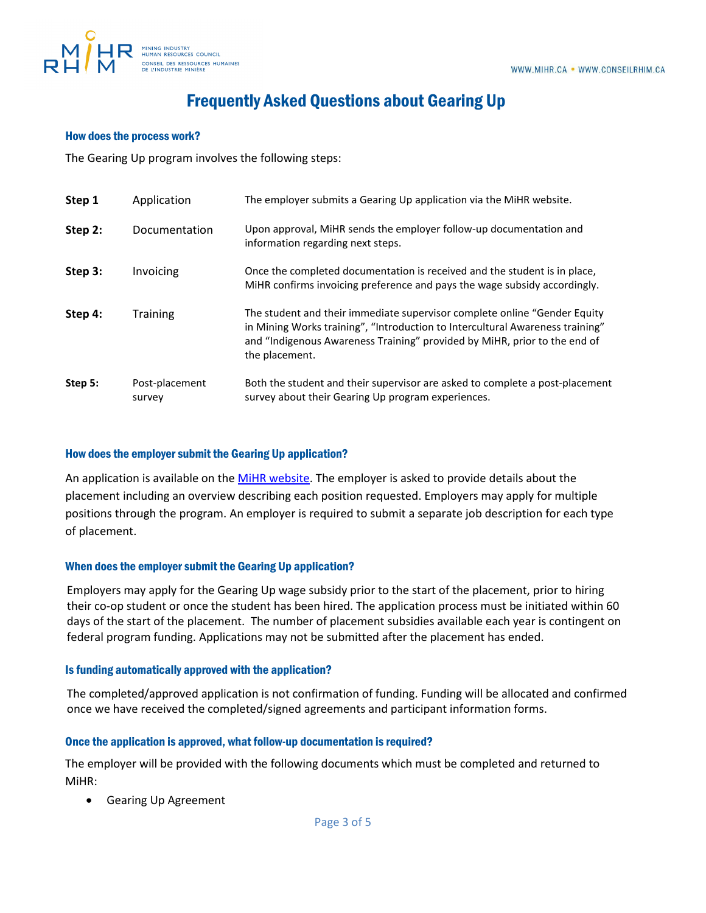# Frequently Asked Questions about Gearing Up

### How does the process work?

The Gearing Up program involves the following steps:

| | | |
|---|---|---|
| **Step 1** | Application | The employer submits a Gearing Up application via the MiHR website. |
| **Step 2:** | Documentation | Upon approval, MiHR sends the employer follow-up documentation and information regarding next steps. |
| **Step 3:** | Invoicing | Once the completed documentation is received and the student is in place, MiHR confirms invoicing preference and pays the wage subsidy accordingly. |
| **Step 4:** | Training | The student and their immediate supervisor complete online "Gender Equity in Mining Works training", "Introduction to Intercultural Awareness training" and "Indigenous Awareness Training" provided by MiHR, prior to the end of the placement. |
| **Step 5:** | Post-placement survey | Both the student and their supervisor are asked to complete a post-placement survey about their Gearing Up program experiences. |

### How does the employer submit the Gearing Up application?

An application is available on the MiHR website. The employer is asked to provide details about the placement including an overview describing each position requested. Employers may apply for multiple positions through the program. An employer is required to submit a separate job description for each type of placement.

### When does the employer submit the Gearing Up application?

Employers may apply for the Gearing Up wage subsidy prior to the start of the placement, prior to hiring their co-op student or once the student has been hired. The application process must be initiated within 60 days of the start of the placement. The number of placement subsidies available each year is contingent on federal program funding. Applications may not be submitted after the placement has ended.

### Is funding automatically approved with the application?

The completed/approved application is not confirmation of funding. Funding will be allocated and confirmed once we have received the completed/signed agreements and participant information forms.

### Once the application is approved, what follow-up documentation is required?

The employer will be provided with the following documents which must be completed and returned to MiHR:

- Gearing Up Agreement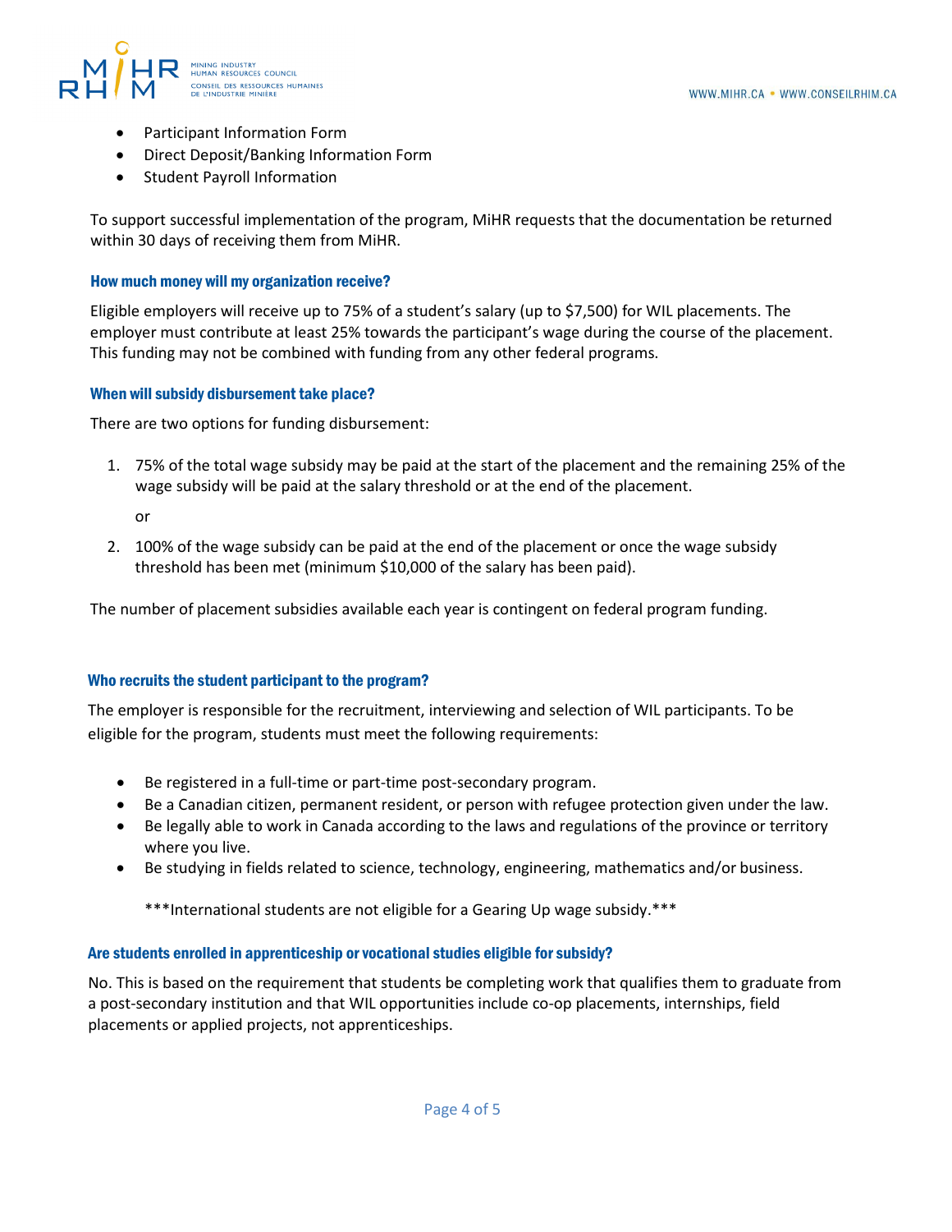- Participant Information Form
- Direct Deposit/Banking Information Form
- Student Payroll Information

To support successful implementation of the program, MiHR requests that the documentation be returned within 30 days of receiving them from MiHR.

### How much money will my organization receive?

Eligible employers will receive up to 75% of a student's salary (up to $7,500) for WIL placements. The employer must contribute at least 25% towards the participant's wage during the course of the placement. This funding may not be combined with funding from any other federal programs.

### When will subsidy disbursement take place?

There are two options for funding disbursement:

1. 75% of the total wage subsidy may be paid at the start of the placement and the remaining 25% of the wage subsidy will be paid at the salary threshold or at the end of the placement.

   or

2. 100% of the wage subsidy can be paid at the end of the placement or once the wage subsidy threshold has been met (minimum $10,000 of the salary has been paid).

The number of placement subsidies available each year is contingent on federal program funding.

### Who recruits the student participant to the program?

The employer is responsible for the recruitment, interviewing and selection of WIL participants. To be eligible for the program, students must meet the following requirements:

- Be registered in a full-time or part-time post-secondary program.
- Be a Canadian citizen, permanent resident, or person with refugee protection given under the law.
- Be legally able to work in Canada according to the laws and regulations of the province or territory where you live.
- Be studying in fields related to science, technology, engineering, mathematics and/or business.

***International students are not eligible for a Gearing Up wage subsidy.***

### Are students enrolled in apprenticeship or vocational studies eligible for subsidy?

No. This is based on the requirement that students be completing work that qualifies them to graduate from a post-secondary institution and that WIL opportunities include co-op placements, internships, field placements or applied projects, not apprenticeships.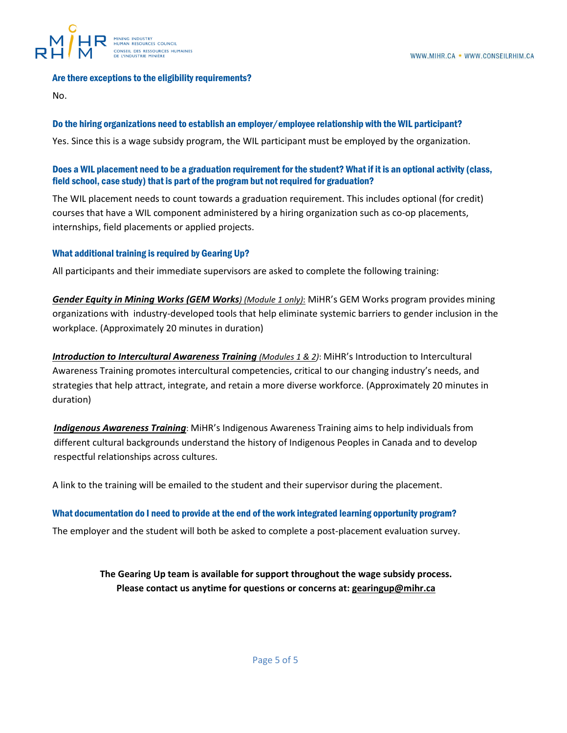### Are there exceptions to the eligibility requirements?

No.

### Do the hiring organizations need to establish an employer/employee relationship with the WIL participant?

Yes. Since this is a wage subsidy program, the WIL participant must be employed by the organization.

### Does a WIL placement need to be a graduation requirement for the student? What if it is an optional activity (class, field school, case study) that is part of the program but not required for graduation?

The WIL placement needs to count towards a graduation requirement. This includes optional (for credit) courses that have a WIL component administered by a hiring organization such as co-op placements, internships, field placements or applied projects.

### What additional training is required by Gearing Up?

All participants and their immediate supervisors are asked to complete the following training:

***Gender Equity in Mining Works (GEM Works****) (Module 1 only)*: MiHR's GEM Works program provides mining organizations with industry-developed tools that help eliminate systemic barriers to gender inclusion in the workplace. (Approximately 20 minutes in duration)

***Introduction to Intercultural Awareness Training*** *(Modules 1 & 2)*: MiHR's Introduction to Intercultural Awareness Training promotes intercultural competencies, critical to our changing industry's needs, and strategies that help attract, integrate, and retain a more diverse workforce. (Approximately 20 minutes in duration)

***Indigenous Awareness Training***: MiHR's Indigenous Awareness Training aims to help individuals from different cultural backgrounds understand the history of Indigenous Peoples in Canada and to develop respectful relationships across cultures.

A link to the training will be emailed to the student and their supervisor during the placement.

### What documentation do I need to provide at the end of the work integrated learning opportunity program?

The employer and the student will both be asked to complete a post-placement evaluation survey.

**The Gearing Up team is available for support throughout the wage subsidy process.**
**Please contact us anytime for questions or concerns at: gearingup@mihr.ca**